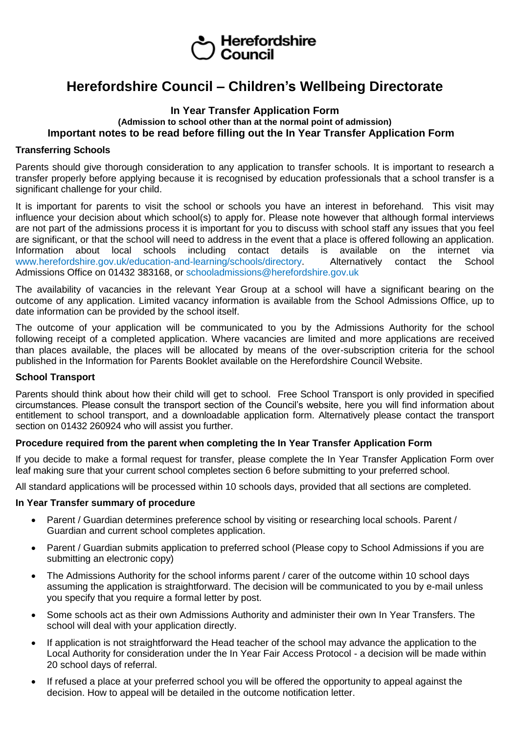Herefordshire Council

# Herefordshire Council – Children's Wellbeing Directorate

## In Year Transfer Application Form

**(Admission to school other than at the normal point of admission)**

## Important notes to be read before filling out the In Year Transfer Application Form

### Transferring Schools

Parents should give thorough consideration to any application to transfer schools. It is important to research a transfer properly before applying because it is recognised by education professionals that a school transfer is a significant challenge for your child.

It is important for parents to visit the school or schools you have an interest in beforehand. This visit may influence your decision about which school(s) to apply for. Please note however that although formal interviews are not part of the admissions process it is important for you to discuss with school staff any issues that you feel are significant, or that the school will need to address in the event that a place is offered following an application. Information about local schools including contact details is available on the internet via www.herefordshire.gov.uk/education-and-learning/schools/directory. Alternatively contact the School Admissions Office on 01432 383168, or schooladmissions@herefordshire.gov.uk

The availability of vacancies in the relevant Year Group at a school will have a significant bearing on the outcome of any application. Limited vacancy information is available from the School Admissions Office, up to date information can be provided by the school itself.

The outcome of your application will be communicated to you by the Admissions Authority for the school following receipt of a completed application. Where vacancies are limited and more applications are received than places available, the places will be allocated by means of the over-subscription criteria for the school published in the Information for Parents Booklet available on the Herefordshire Council Website.

### School Transport

Parents should think about how their child will get to school. Free School Transport is only provided in specified circumstances. Please consult the transport section of the Council's website, here you will find information about entitlement to school transport, and a downloadable application form. Alternatively please contact the transport section on 01432 260924 who will assist you further.

### Procedure required from the parent when completing the In Year Transfer Application Form

If you decide to make a formal request for transfer, please complete the In Year Transfer Application Form over leaf making sure that your current school completes section 6 before submitting to your preferred school.

All standard applications will be processed within 10 schools days, provided that all sections are completed.

### In Year Transfer summary of procedure

- Parent / Guardian determines preference school by visiting or researching local schools. Parent / Guardian and current school completes application.
- Parent / Guardian submits application to preferred school (Please copy to School Admissions if you are submitting an electronic copy)
- The Admissions Authority for the school informs parent / carer of the outcome within 10 school days assuming the application is straightforward. The decision will be communicated to you by e-mail unless you specify that you require a formal letter by post.
- Some schools act as their own Admissions Authority and administer their own In Year Transfers. The school will deal with your application directly.
- If application is not straightforward the Head teacher of the school may advance the application to the Local Authority for consideration under the In Year Fair Access Protocol - a decision will be made within 20 school days of referral.
- If refused a place at your preferred school you will be offered the opportunity to appeal against the decision. How to appeal will be detailed in the outcome notification letter.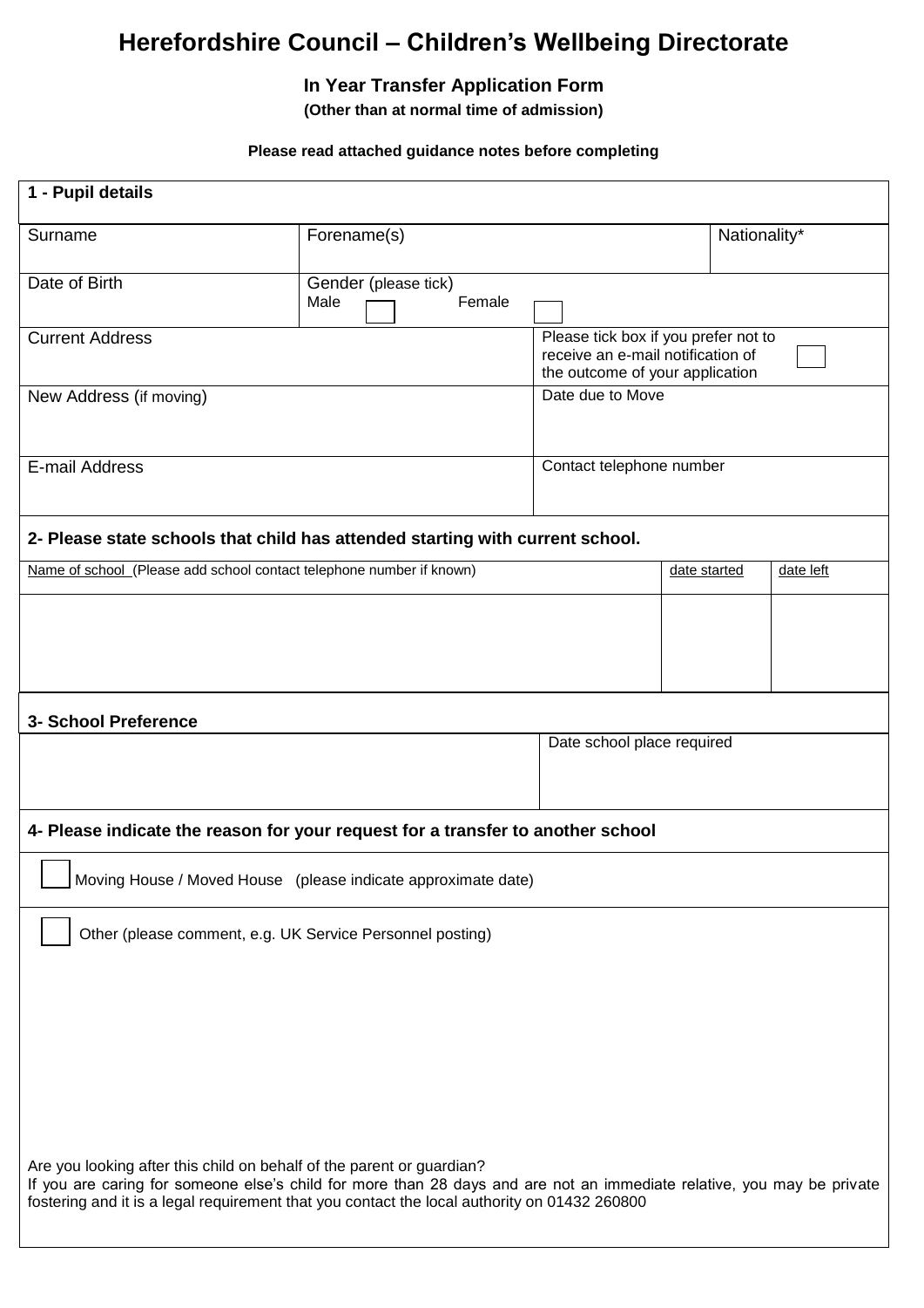# Herefordshire Council – Children's Wellbeing Directorate

### In Year Transfer Application Form

**(Other than at normal time of admission)**

**Please read attached guidance notes before completing**

**1 - Pupil details**

| Surname | Forename(s) | | Nationality* |
|---|---|---|---|
| Date of Birth | Gender (please tick) Male ☐ Female ☐ | | |
| Current Address | | Please tick box if you prefer not to receive an e-mail notification of the outcome of your application ☐ | |
| New Address (if moving) | | Date due to Move | |
| E-mail Address | | Contact telephone number | |

**2- Please state schools that child has attended starting with current school.**

| Name of school (Please add school contact telephone number if known) | date started | date left |
|---|---|---|
| | | |

**3- School Preference**

| | Date school place required |
|---|---|
| | |

**4- Please indicate the reason for your request for a transfer to another school**

☐ Moving House / Moved House (please indicate approximate date)

☐ Other (please comment, e.g. UK Service Personnel posting)

Are you looking after this child on behalf of the parent or guardian?
If you are caring for someone else's child for more than 28 days and are not an immediate relative, you may be private fostering and it is a legal requirement that you contact the local authority on 01432 260800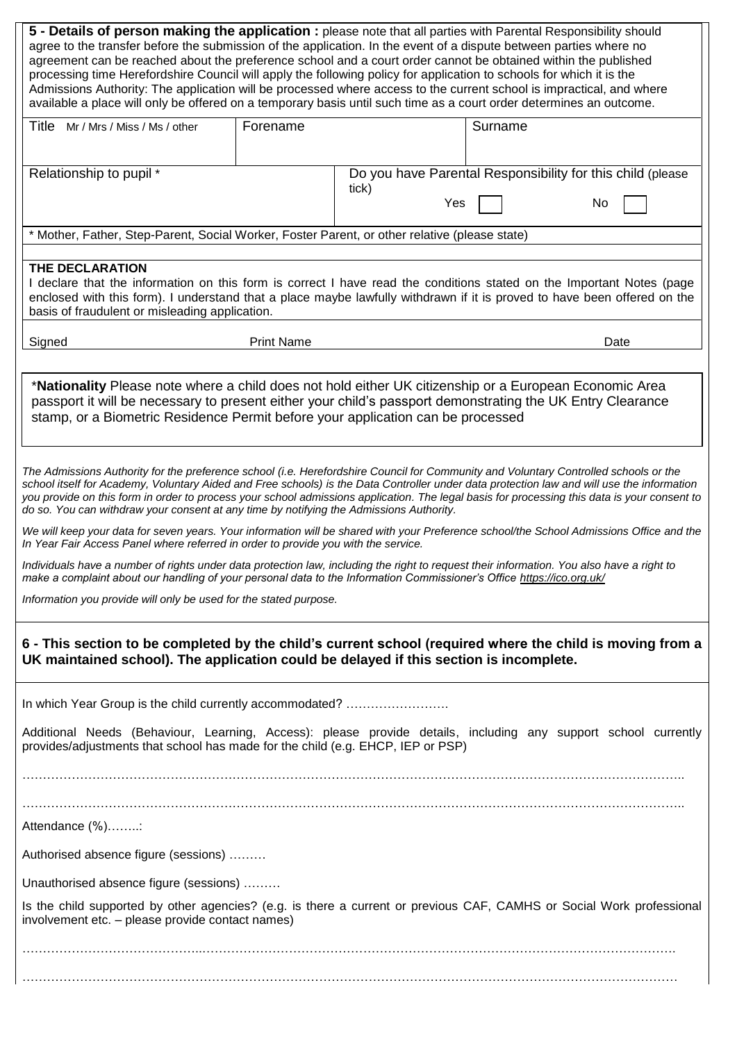**5 - Details of person making the application :** please note that all parties with Parental Responsibility should agree to the transfer before the submission of the application. In the event of a dispute between parties where no agreement can be reached about the preference school and a court order cannot be obtained within the published processing time Herefordshire Council will apply the following policy for application to schools for which it is the Admissions Authority: The application will be processed where access to the current school is impractical, and where available a place will only be offered on a temporary basis until such time as a court order determines an outcome.

| Title Mr / Mrs / Miss / Ms / other | Forename | | Surname |
|---|---|---|---|
| Relationship to pupil * | | Do you have Parental Responsibility for this child (please tick) Yes ☐ No ☐ | |

\* Mother, Father, Step-Parent, Social Worker, Foster Parent, or other relative (please state)

**THE DECLARATION**

I declare that the information on this form is correct I have read the conditions stated on the Important Notes (page enclosed with this form). I understand that a place maybe lawfully withdrawn if it is proved to have been offered on the basis of fraudulent or misleading application.

| Signed | Print Name | Date |
|---|---|---|

*__Nationality__ Please note where a child does not hold either UK citizenship or a European Economic Area passport it will be necessary to present either your child's passport demonstrating the UK Entry Clearance stamp, or a Biometric Residence Permit before your application can be processed

*The Admissions Authority for the preference school (i.e. Herefordshire Council for Community and Voluntary Controlled schools or the school itself for Academy, Voluntary Aided and Free schools) is the Data Controller under data protection law and will use the information you provide on this form in order to process your school admissions application. The legal basis for processing this data is your consent to do so. You can withdraw your consent at any time by notifying the Admissions Authority.*

*We will keep your data for seven years. Your information will be shared with your Preference school/the School Admissions Office and the In Year Fair Access Panel where referred in order to provide you with the service.*

*Individuals have a number of rights under data protection law, including the right to request their information. You also have a right to make a complaint about our handling of your personal data to the Information Commissioner's Office https://ico.org.uk/*

*Information you provide will only be used for the stated purpose.*

**6 - This section to be completed by the child's current school (required where the child is moving from a UK maintained school). The application could be delayed if this section is incomplete.**

In which Year Group is the child currently accommodated? …………………….

Additional Needs (Behaviour, Learning, Access): please provide details, including any support school currently provides/adjustments that school has made for the child (e.g. EHCP, IEP or PSP)

……………………………………………………………………………………………………………………………………

……………………………………………………………………………………………………………………………………

Attendance (%)……..:

Authorised absence figure (sessions) ………

Unauthorised absence figure (sessions) ………

Is the child supported by other agencies? (e.g. is there a current or previous CAF, CAMHS or Social Work professional involvement etc. – please provide contact names)

……………………………………………………………………………………………………………………………………

……………………………………………………………………………………………………………………………………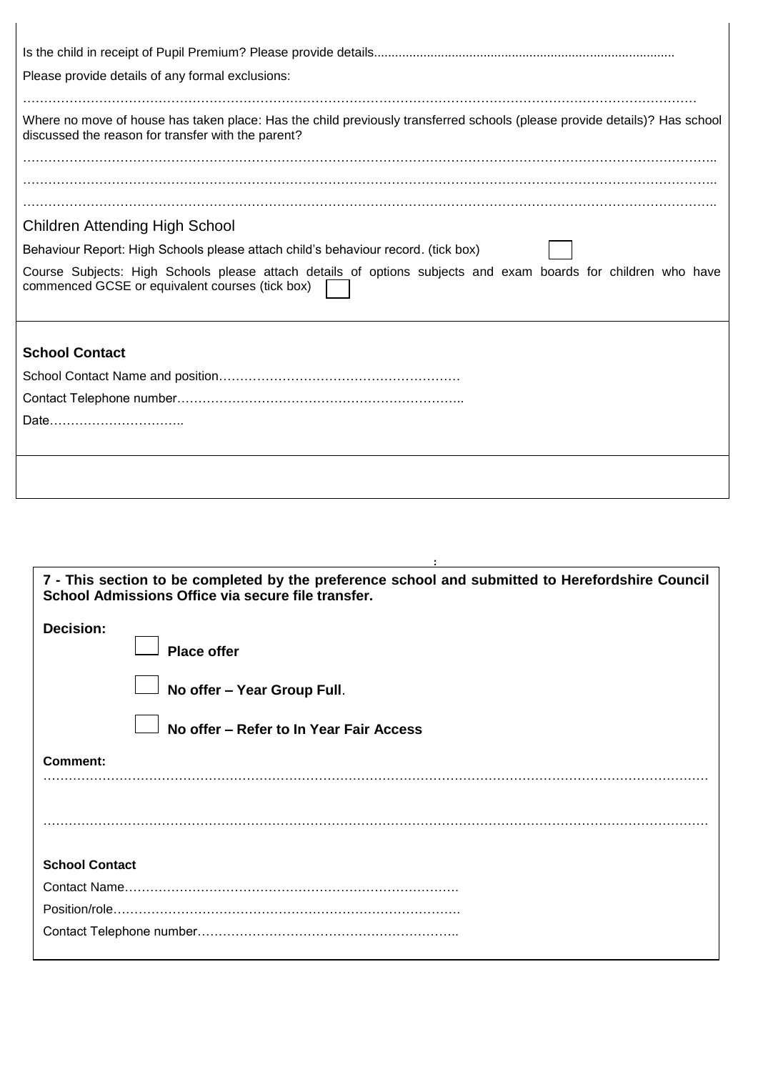Is the child in receipt of Pupil Premium? Please provide details....................................................................................

Please provide details of any formal exclusions:

……………………………………………………………………………………………………………………………………

Where no move of house has taken place: Has the child previously transferred schools (please provide details)? Has school discussed the reason for transfer with the parent?

……………………………………………………………………………………………………………………………………..

……………………………………………………………………………………………………………………………………..

……………………………………………………………………………………………………………………………………..

## Children Attending High School

Behaviour Report: High Schools please attach child's behaviour record. (tick box) ☐

Course Subjects: High Schools please attach details of options subjects and exam boards for children who have commenced GCSE or equivalent courses (tick box) ☐

**School Contact**

School Contact Name and position…………………………………………………

Contact Telephone number…………………………………………………………..

Date…………………………..

**7 - This section to be completed by the preference school and submitted to Herefordshire Council School Admissions Office via secure file transfer.**

**Decision:**

☐ **Place offer**

☐ **No offer – Year Group Full**.

☐ **No offer – Refer to In Year Fair Access**

**Comment:**

……………………………………………………………………………………………………………………………………

……………………………………………………………………………………………………………………………………

**School Contact**

Contact Name……………………………………………………………………

Position/role………………………………………………………………………

Contact Telephone number……………………………………………………..